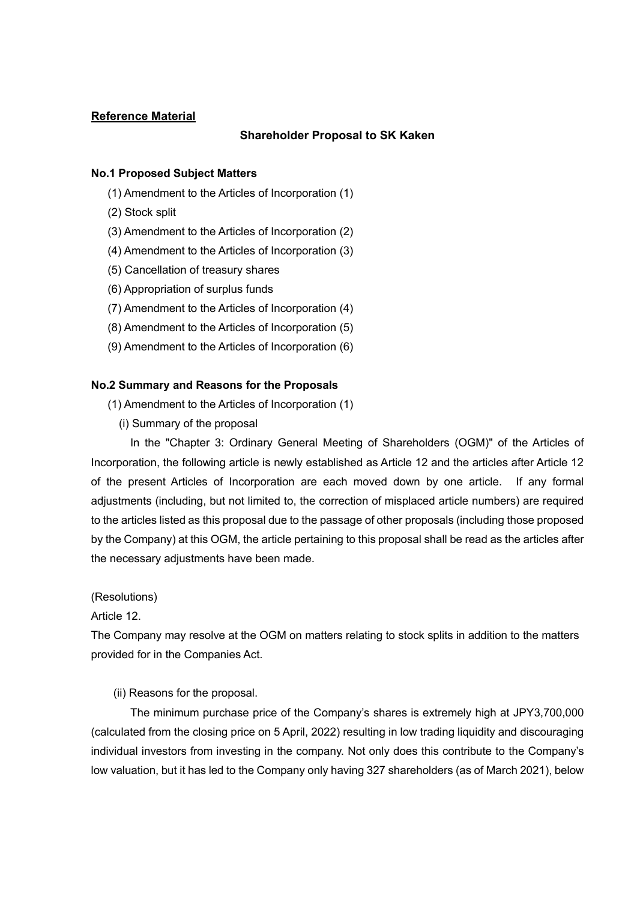**Reference Material**

**Shareholder Proposal to SK Kaken**

**No.1 Proposed Subject Matters**

(1) Amendment to the Articles of Incorporation (1)

(2) Stock split

(3) Amendment to the Articles of Incorporation (2)

(4) Amendment to the Articles of Incorporation (3)

(5) Cancellation of treasury shares

(6) Appropriation of surplus funds

(7) Amendment to the Articles of Incorporation (4)

(8) Amendment to the Articles of Incorporation (5)

(9) Amendment to the Articles of Incorporation (6)

**No.2 Summary and Reasons for the Proposals**

(1) Amendment to the Articles of Incorporation (1)

(i) Summary of the proposal

In the "Chapter 3: Ordinary General Meeting of Shareholders (OGM)" of the Articles of Incorporation, the following article is newly established as Article 12 and the articles after Article 12 of the present Articles of Incorporation are each moved down by one article. If any formal adjustments (including, but not limited to, the correction of misplaced article numbers) are required to the articles listed as this proposal due to the passage of other proposals (including those proposed by the Company) at this OGM, the article pertaining to this proposal shall be read as the articles after the necessary adjustments have been made.

(Resolutions)

Article 12.

The Company may resolve at the OGM on matters relating to stock splits in addition to the matters provided for in the Companies Act.

(ii) Reasons for the proposal.

The minimum purchase price of the Company's shares is extremely high at JPY3,700,000 (calculated from the closing price on 5 April, 2022) resulting in low trading liquidity and discouraging individual investors from investing in the company. Not only does this contribute to the Company's low valuation, but it has led to the Company only having 327 shareholders (as of March 2021), below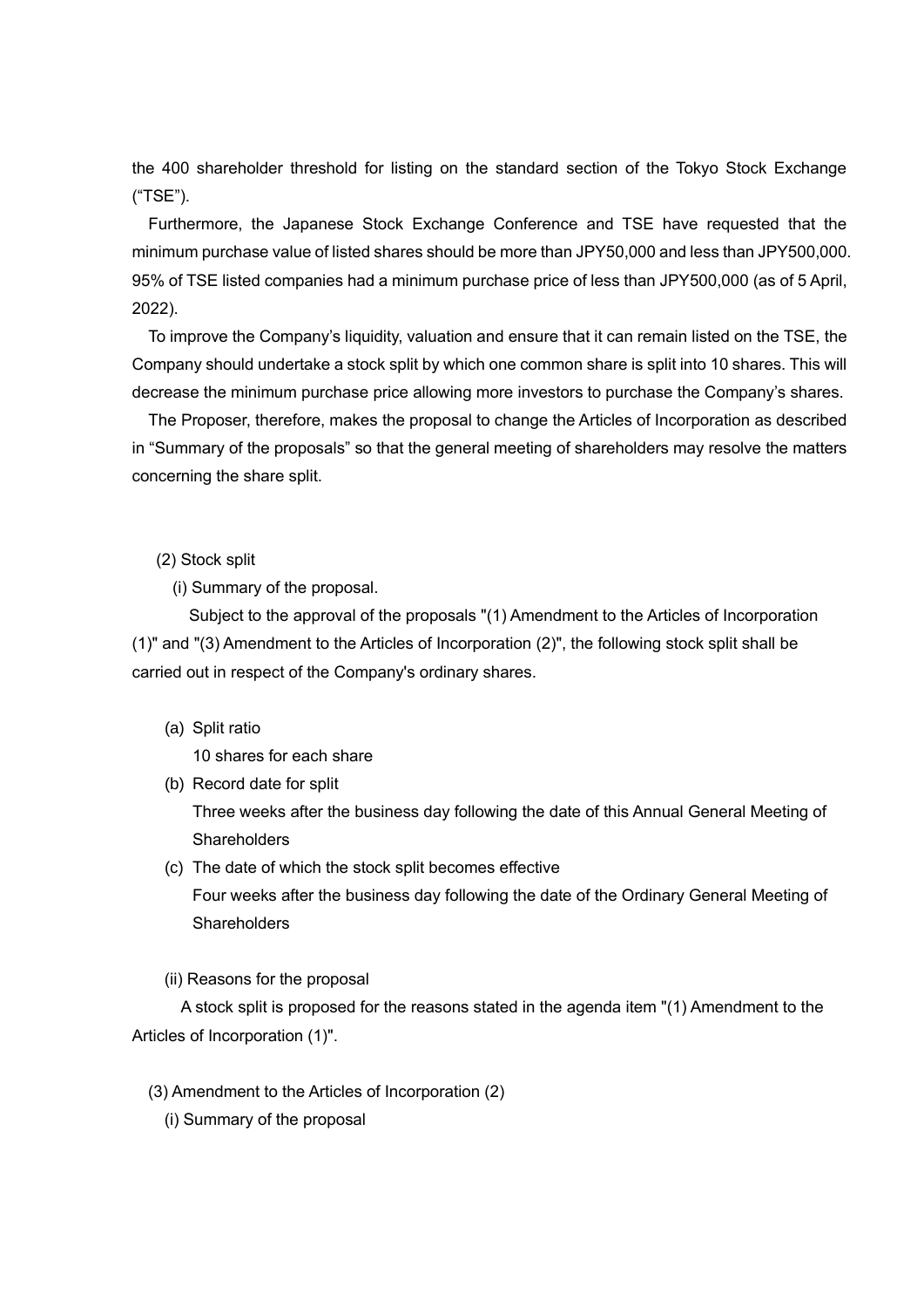the 400 shareholder threshold for listing on the standard section of the Tokyo Stock Exchange (“TSE”).

Furthermore, the Japanese Stock Exchange Conference and TSE have requested that the minimum purchase value of listed shares should be more than JPY50,000 and less than JPY500,000. 95% of TSE listed companies had a minimum purchase price of less than JPY500,000 (as of 5 April, 2022).

To improve the Company’s liquidity, valuation and ensure that it can remain listed on the TSE, the Company should undertake a stock split by which one common share is split into 10 shares. This will decrease the minimum purchase price allowing more investors to purchase the Company’s shares.

The Proposer, therefore, makes the proposal to change the Articles of Incorporation as described in “Summary of the proposals” so that the general meeting of shareholders may resolve the matters concerning the share split.

(2) Stock split

(i) Summary of the proposal.

Subject to the approval of the proposals "(1) Amendment to the Articles of Incorporation (1)" and "(3) Amendment to the Articles of Incorporation (2)", the following stock split shall be carried out in respect of the Company's ordinary shares.

(a) Split ratio
10 shares for each share

(b) Record date for split
Three weeks after the business day following the date of this Annual General Meeting of Shareholders

(c) The date of which the stock split becomes effective
Four weeks after the business day following the date of the Ordinary General Meeting of Shareholders

(ii) Reasons for the proposal

A stock split is proposed for the reasons stated in the agenda item "(1) Amendment to the Articles of Incorporation (1)".

(3) Amendment to the Articles of Incorporation (2)

(i) Summary of the proposal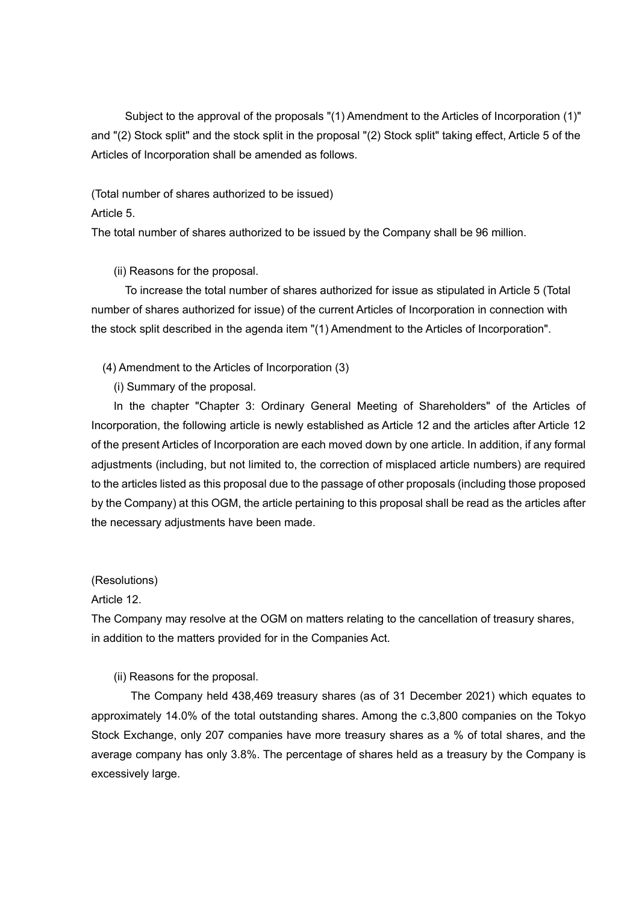Subject to the approval of the proposals "(1) Amendment to the Articles of Incorporation (1)" and "(2) Stock split" and the stock split in the proposal "(2) Stock split" taking effect, Article 5 of the Articles of Incorporation shall be amended as follows.

(Total number of shares authorized to be issued)

Article 5.

The total number of shares authorized to be issued by the Company shall be 96 million.

(ii) Reasons for the proposal.

To increase the total number of shares authorized for issue as stipulated in Article 5 (Total number of shares authorized for issue) of the current Articles of Incorporation in connection with the stock split described in the agenda item "(1) Amendment to the Articles of Incorporation".

(4) Amendment to the Articles of Incorporation (3)

(i) Summary of the proposal.

In the chapter "Chapter 3: Ordinary General Meeting of Shareholders" of the Articles of Incorporation, the following article is newly established as Article 12 and the articles after Article 12 of the present Articles of Incorporation are each moved down by one article. In addition, if any formal adjustments (including, but not limited to, the correction of misplaced article numbers) are required to the articles listed as this proposal due to the passage of other proposals (including those proposed by the Company) at this OGM, the article pertaining to this proposal shall be read as the articles after the necessary adjustments have been made.

(Resolutions)

Article 12.

The Company may resolve at the OGM on matters relating to the cancellation of treasury shares, in addition to the matters provided for in the Companies Act.

(ii) Reasons for the proposal.

The Company held 438,469 treasury shares (as of 31 December 2021) which equates to approximately 14.0% of the total outstanding shares. Among the c.3,800 companies on the Tokyo Stock Exchange, only 207 companies have more treasury shares as a % of total shares, and the average company has only 3.8%. The percentage of shares held as a treasury by the Company is excessively large.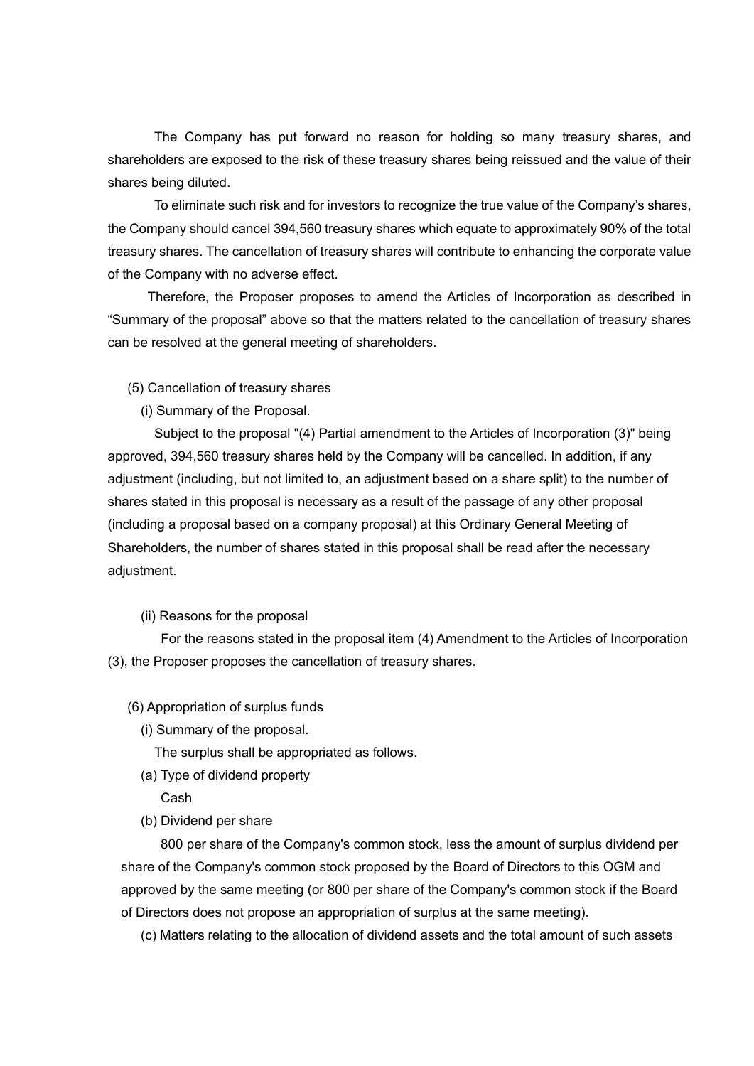The Company has put forward no reason for holding so many treasury shares, and shareholders are exposed to the risk of these treasury shares being reissued and the value of their shares being diluted.

To eliminate such risk and for investors to recognize the true value of the Company's shares, the Company should cancel 394,560 treasury shares which equate to approximately 90% of the total treasury shares. The cancellation of treasury shares will contribute to enhancing the corporate value of the Company with no adverse effect.

Therefore, the Proposer proposes to amend the Articles of Incorporation as described in "Summary of the proposal" above so that the matters related to the cancellation of treasury shares can be resolved at the general meeting of shareholders.

(5) Cancellation of treasury shares

(i) Summary of the Proposal.

Subject to the proposal "(4) Partial amendment to the Articles of Incorporation (3)" being approved, 394,560 treasury shares held by the Company will be cancelled. In addition, if any adjustment (including, but not limited to, an adjustment based on a share split) to the number of shares stated in this proposal is necessary as a result of the passage of any other proposal (including a proposal based on a company proposal) at this Ordinary General Meeting of Shareholders, the number of shares stated in this proposal shall be read after the necessary adjustment.

(ii) Reasons for the proposal

For the reasons stated in the proposal item (4) Amendment to the Articles of Incorporation (3), the Proposer proposes the cancellation of treasury shares.

(6) Appropriation of surplus funds

(i) Summary of the proposal.

The surplus shall be appropriated as follows.

(a) Type of dividend property

Cash

(b) Dividend per share

800 per share of the Company's common stock, less the amount of surplus dividend per share of the Company's common stock proposed by the Board of Directors to this OGM and approved by the same meeting (or 800 per share of the Company's common stock if the Board of Directors does not propose an appropriation of surplus at the same meeting).

(c) Matters relating to the allocation of dividend assets and the total amount of such assets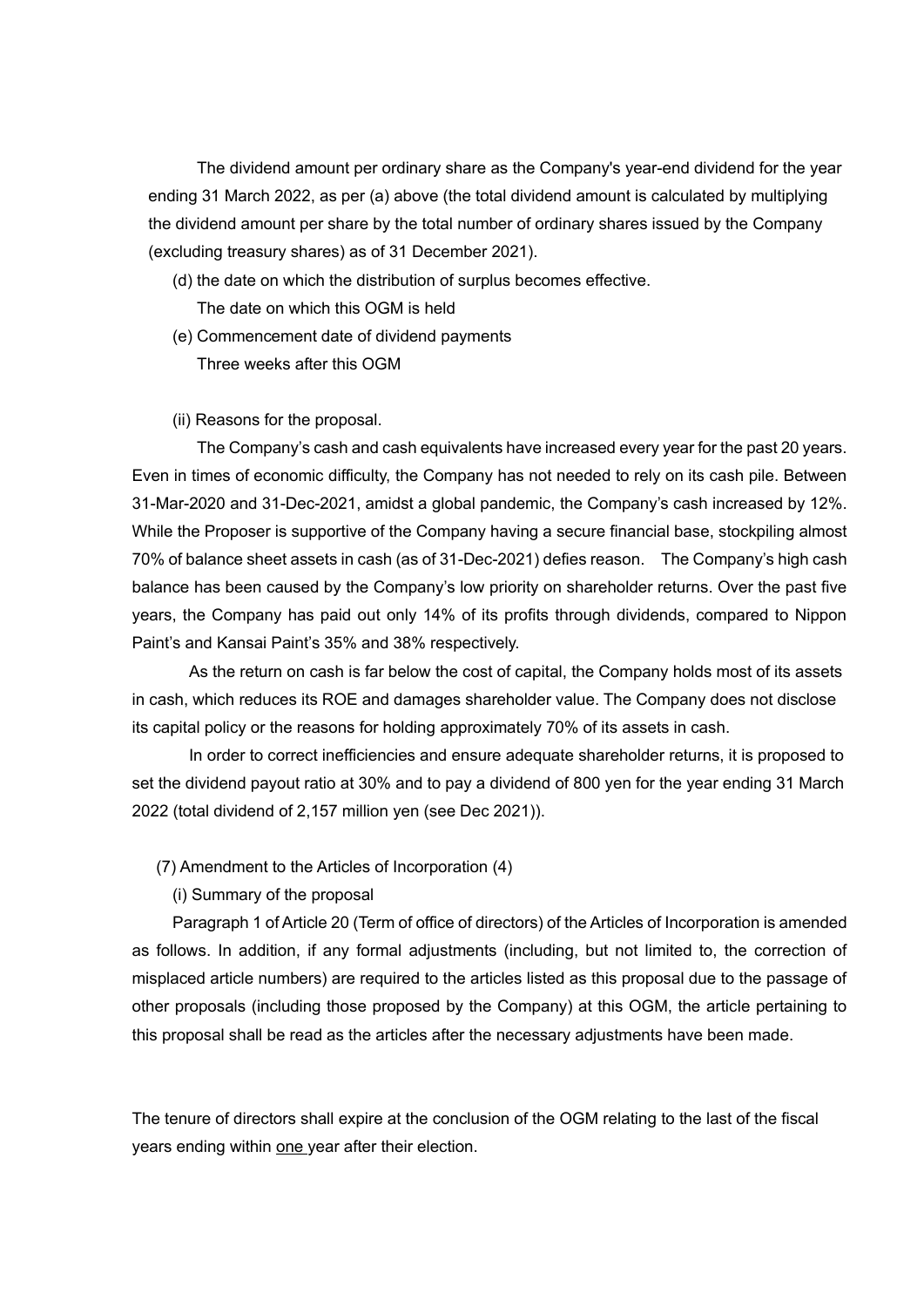The dividend amount per ordinary share as the Company's year-end dividend for the year ending 31 March 2022, as per (a) above (the total dividend amount is calculated by multiplying the dividend amount per share by the total number of ordinary shares issued by the Company (excluding treasury shares) as of 31 December 2021).

(d) the date on which the distribution of surplus becomes effective.

The date on which this OGM is held

(e) Commencement date of dividend payments

Three weeks after this OGM

(ii) Reasons for the proposal.

The Company's cash and cash equivalents have increased every year for the past 20 years. Even in times of economic difficulty, the Company has not needed to rely on its cash pile. Between 31-Mar-2020 and 31-Dec-2021, amidst a global pandemic, the Company's cash increased by 12%. While the Proposer is supportive of the Company having a secure financial base, stockpiling almost 70% of balance sheet assets in cash (as of 31-Dec-2021) defies reason. The Company's high cash balance has been caused by the Company's low priority on shareholder returns. Over the past five years, the Company has paid out only 14% of its profits through dividends, compared to Nippon Paint's and Kansai Paint's 35% and 38% respectively.

As the return on cash is far below the cost of capital, the Company holds most of its assets in cash, which reduces its ROE and damages shareholder value. The Company does not disclose its capital policy or the reasons for holding approximately 70% of its assets in cash.

In order to correct inefficiencies and ensure adequate shareholder returns, it is proposed to set the dividend payout ratio at 30% and to pay a dividend of 800 yen for the year ending 31 March 2022 (total dividend of 2,157 million yen (see Dec 2021)).

(7) Amendment to the Articles of Incorporation (4)

(i) Summary of the proposal

Paragraph 1 of Article 20 (Term of office of directors) of the Articles of Incorporation is amended as follows. In addition, if any formal adjustments (including, but not limited to, the correction of misplaced article numbers) are required to the articles listed as this proposal due to the passage of other proposals (including those proposed by the Company) at this OGM, the article pertaining to this proposal shall be read as the articles after the necessary adjustments have been made.

The tenure of directors shall expire at the conclusion of the OGM relating to the last of the fiscal years ending within <u>one</u> year after their election.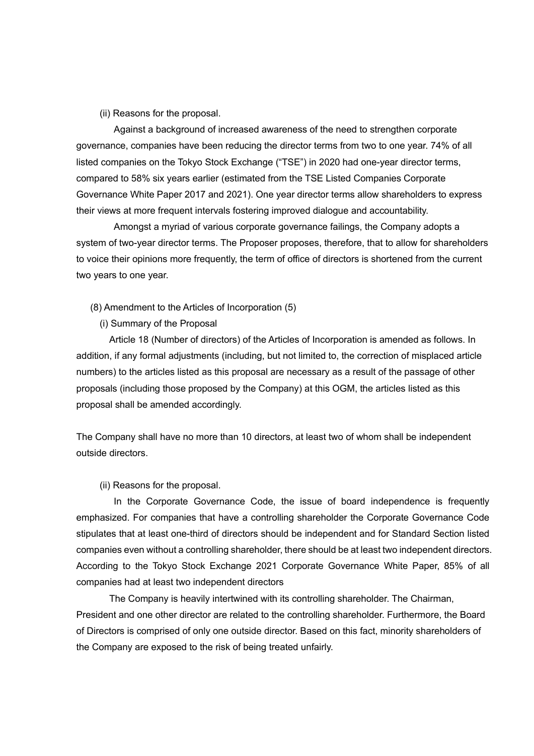(ii) Reasons for the proposal.

Against a background of increased awareness of the need to strengthen corporate governance, companies have been reducing the director terms from two to one year. 74% of all listed companies on the Tokyo Stock Exchange ("TSE") in 2020 had one-year director terms, compared to 58% six years earlier (estimated from the TSE Listed Companies Corporate Governance White Paper 2017 and 2021). One year director terms allow shareholders to express their views at more frequent intervals fostering improved dialogue and accountability.

Amongst a myriad of various corporate governance failings, the Company adopts a system of two-year director terms. The Proposer proposes, therefore, that to allow for shareholders to voice their opinions more frequently, the term of office of directors is shortened from the current two years to one year.

(8) Amendment to the Articles of Incorporation (5)

(i) Summary of the Proposal

Article 18 (Number of directors) of the Articles of Incorporation is amended as follows. In addition, if any formal adjustments (including, but not limited to, the correction of misplaced article numbers) to the articles listed as this proposal are necessary as a result of the passage of other proposals (including those proposed by the Company) at this OGM, the articles listed as this proposal shall be amended accordingly.

The Company shall have no more than 10 directors, at least two of whom shall be independent outside directors.

(ii) Reasons for the proposal.

In the Corporate Governance Code, the issue of board independence is frequently emphasized. For companies that have a controlling shareholder the Corporate Governance Code stipulates that at least one-third of directors should be independent and for Standard Section listed companies even without a controlling shareholder, there should be at least two independent directors. According to the Tokyo Stock Exchange 2021 Corporate Governance White Paper, 85% of all companies had at least two independent directors

The Company is heavily intertwined with its controlling shareholder. The Chairman, President and one other director are related to the controlling shareholder. Furthermore, the Board of Directors is comprised of only one outside director. Based on this fact, minority shareholders of the Company are exposed to the risk of being treated unfairly.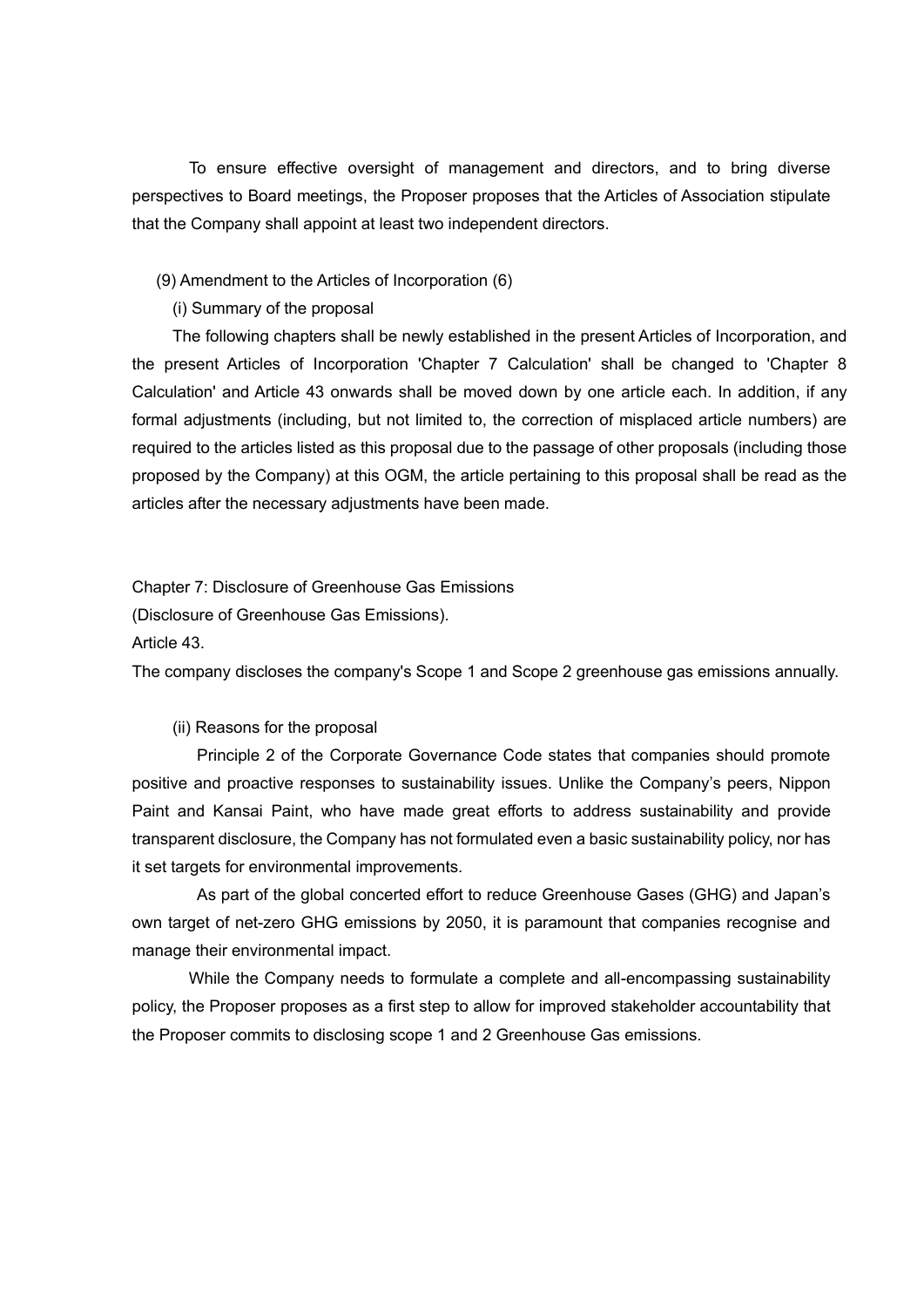To ensure effective oversight of management and directors, and to bring diverse perspectives to Board meetings, the Proposer proposes that the Articles of Association stipulate that the Company shall appoint at least two independent directors.

(9) Amendment to the Articles of Incorporation (6)

(i) Summary of the proposal

The following chapters shall be newly established in the present Articles of Incorporation, and the present Articles of Incorporation 'Chapter 7 Calculation' shall be changed to 'Chapter 8 Calculation' and Article 43 onwards shall be moved down by one article each. In addition, if any formal adjustments (including, but not limited to, the correction of misplaced article numbers) are required to the articles listed as this proposal due to the passage of other proposals (including those proposed by the Company) at this OGM, the article pertaining to this proposal shall be read as the articles after the necessary adjustments have been made.

Chapter 7: Disclosure of Greenhouse Gas Emissions

(Disclosure of Greenhouse Gas Emissions).

Article 43.

The company discloses the company's Scope 1 and Scope 2 greenhouse gas emissions annually.

(ii) Reasons for the proposal

Principle 2 of the Corporate Governance Code states that companies should promote positive and proactive responses to sustainability issues. Unlike the Company's peers, Nippon Paint and Kansai Paint, who have made great efforts to address sustainability and provide transparent disclosure, the Company has not formulated even a basic sustainability policy, nor has it set targets for environmental improvements.

As part of the global concerted effort to reduce Greenhouse Gases (GHG) and Japan's own target of net-zero GHG emissions by 2050, it is paramount that companies recognise and manage their environmental impact.

While the Company needs to formulate a complete and all-encompassing sustainability policy, the Proposer proposes as a first step to allow for improved stakeholder accountability that the Proposer commits to disclosing scope 1 and 2 Greenhouse Gas emissions.